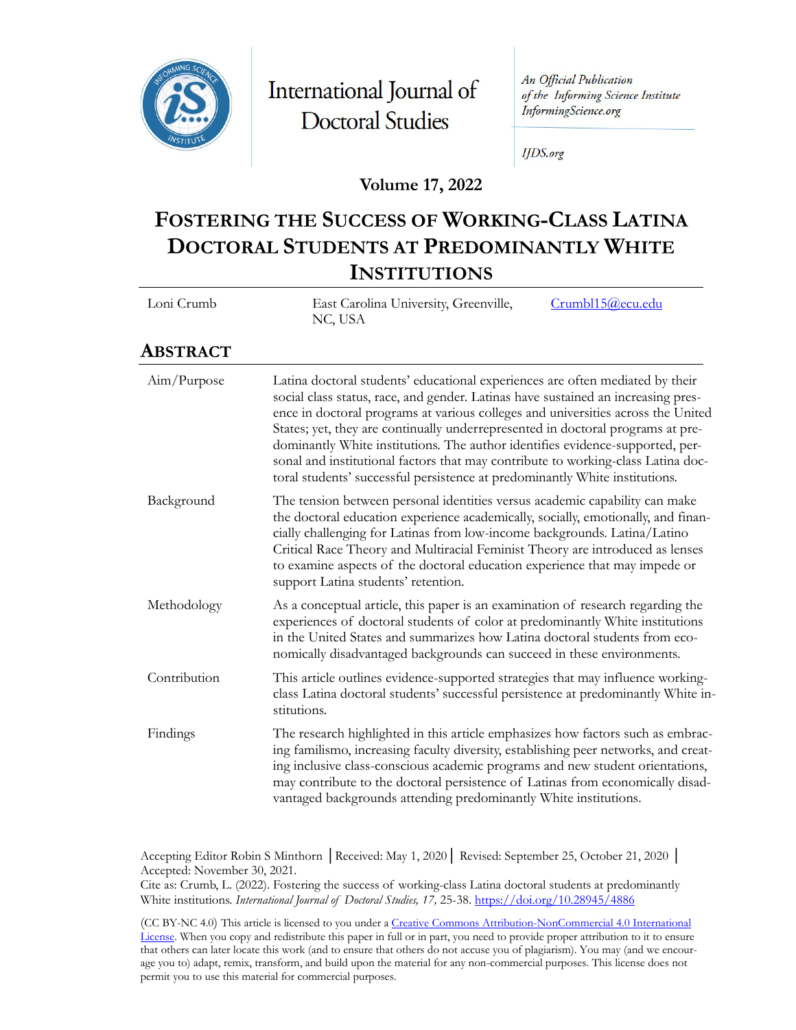International Journal of Doctoral Studies

*An Official Publication of the Informing Science Institute*
*InformingScience.org*

*IJDS.org*

**Volume 17, 2022**

# Fostering the Success of Working-Class Latina Doctoral Students at Predominantly White Institutions

| | | |
|---|---|---|
| Loni Crumb | East Carolina University, Greenville, NC, USA | Crumbl15@ecu.edu |

## Abstract

| | |
|---|---|
| Aim/Purpose | Latina doctoral students' educational experiences are often mediated by their social class status, race, and gender. Latinas have sustained an increasing presence in doctoral programs at various colleges and universities across the United States; yet, they are continually underrepresented in doctoral programs at predominantly White institutions. The author identifies evidence-supported, personal and institutional factors that may contribute to working-class Latina doctoral students' successful persistence at predominantly White institutions. |
| Background | The tension between personal identities versus academic capability can make the doctoral education experience academically, socially, emotionally, and financially challenging for Latinas from low-income backgrounds. Latina/Latino Critical Race Theory and Multiracial Feminist Theory are introduced as lenses to examine aspects of the doctoral education experience that may impede or support Latina students' retention. |
| Methodology | As a conceptual article, this paper is an examination of research regarding the experiences of doctoral students of color at predominantly White institutions in the United States and summarizes how Latina doctoral students from economically disadvantaged backgrounds can succeed in these environments. |
| Contribution | This article outlines evidence-supported strategies that may influence working-class Latina doctoral students' successful persistence at predominantly White institutions. |
| Findings | The research highlighted in this article emphasizes how factors such as embracing familismo, increasing faculty diversity, establishing peer networks, and creating inclusive class-conscious academic programs and new student orientations, may contribute to the doctoral persistence of Latinas from economically disadvantaged backgrounds attending predominantly White institutions. |

Accepting Editor Robin S Minthorn │Received: May 1, 2020│ Revised: September 25, October 21, 2020 │ Accepted: November 30, 2021.
Cite as: Crumb, L. (2022). Fostering the success of working-class Latina doctoral students at predominantly White institutions. *International Journal of Doctoral Studies, 17,* 25-38. https://doi.org/10.28945/4886

(CC BY-NC 4.0) This article is licensed to you under a Creative Commons Attribution-NonCommercial 4.0 International License. When you copy and redistribute this paper in full or in part, you need to provide proper attribution to it to ensure that others can later locate this work (and to ensure that others do not accuse you of plagiarism). You may (and we encourage you to) adapt, remix, transform, and build upon the material for any non-commercial purposes. This license does not permit you to use this material for commercial purposes.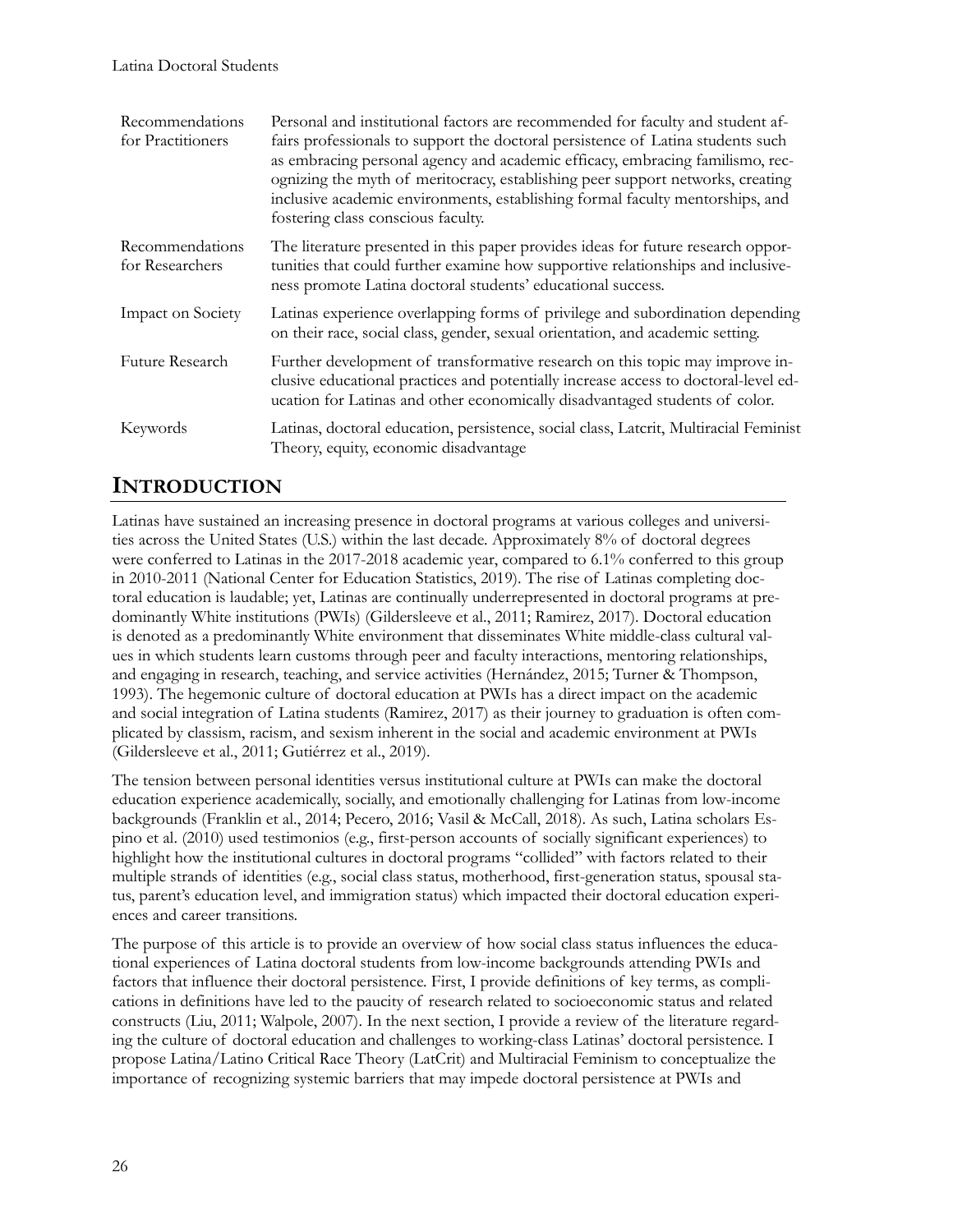| | |
|---|---|
| Recommendations for Practitioners | Personal and institutional factors are recommended for faculty and student affairs professionals to support the doctoral persistence of Latina students such as embracing personal agency and academic efficacy, embracing familismo, recognizing the myth of meritocracy, establishing peer support networks, creating inclusive academic environments, establishing formal faculty mentorships, and fostering class conscious faculty. |
| Recommendations for Researchers | The literature presented in this paper provides ideas for future research opportunities that could further examine how supportive relationships and inclusiveness promote Latina doctoral students' educational success. |
| Impact on Society | Latinas experience overlapping forms of privilege and subordination depending on their race, social class, gender, sexual orientation, and academic setting. |
| Future Research | Further development of transformative research on this topic may improve inclusive educational practices and potentially increase access to doctoral-level education for Latinas and other economically disadvantaged students of color. |
| Keywords | Latinas, doctoral education, persistence, social class, Latcrit, Multiracial Feminist Theory, equity, economic disadvantage |

## INTRODUCTION

Latinas have sustained an increasing presence in doctoral programs at various colleges and universities across the United States (U.S.) within the last decade. Approximately 8% of doctoral degrees were conferred to Latinas in the 2017-2018 academic year, compared to 6.1% conferred to this group in 2010-2011 (National Center for Education Statistics, 2019). The rise of Latinas completing doctoral education is laudable; yet, Latinas are continually underrepresented in doctoral programs at predominantly White institutions (PWIs) (Gildersleeve et al., 2011; Ramirez, 2017). Doctoral education is denoted as a predominantly White environment that disseminates White middle-class cultural values in which students learn customs through peer and faculty interactions, mentoring relationships, and engaging in research, teaching, and service activities (Hernández, 2015; Turner & Thompson, 1993). The hegemonic culture of doctoral education at PWIs has a direct impact on the academic and social integration of Latina students (Ramirez, 2017) as their journey to graduation is often complicated by classism, racism, and sexism inherent in the social and academic environment at PWIs (Gildersleeve et al., 2011; Gutiérrez et al., 2019).

The tension between personal identities versus institutional culture at PWIs can make the doctoral education experience academically, socially, and emotionally challenging for Latinas from low-income backgrounds (Franklin et al., 2014; Pecero, 2016; Vasil & McCall, 2018). As such, Latina scholars Espino et al. (2010) used testimonios (e.g., first-person accounts of socially significant experiences) to highlight how the institutional cultures in doctoral programs "collided" with factors related to their multiple strands of identities (e.g., social class status, motherhood, first-generation status, spousal status, parent's education level, and immigration status) which impacted their doctoral education experiences and career transitions.

The purpose of this article is to provide an overview of how social class status influences the educational experiences of Latina doctoral students from low-income backgrounds attending PWIs and factors that influence their doctoral persistence. First, I provide definitions of key terms, as complications in definitions have led to the paucity of research related to socioeconomic status and related constructs (Liu, 2011; Walpole, 2007). In the next section, I provide a review of the literature regarding the culture of doctoral education and challenges to working-class Latinas' doctoral persistence. I propose Latina/Latino Critical Race Theory (LatCrit) and Multiracial Feminism to conceptualize the importance of recognizing systemic barriers that may impede doctoral persistence at PWIs and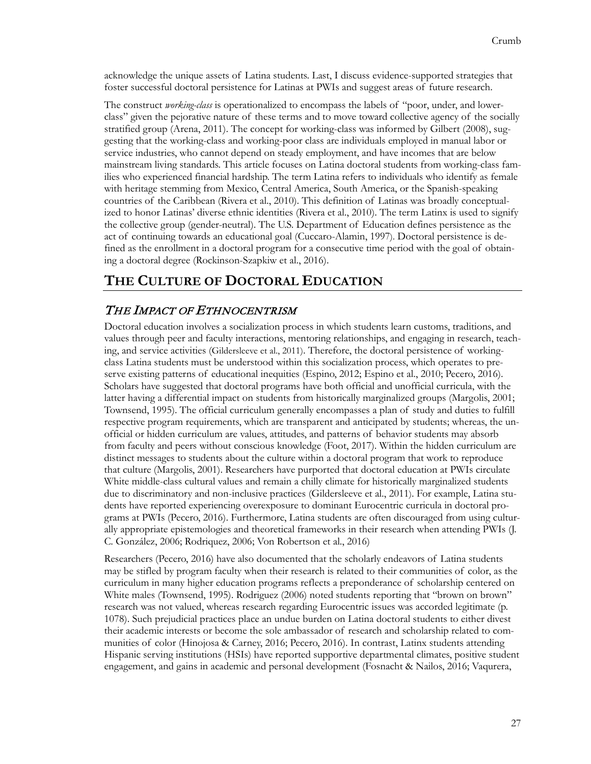acknowledge the unique assets of Latina students. Last, I discuss evidence-supported strategies that foster successful doctoral persistence for Latinas at PWIs and suggest areas of future research.

The construct *working-class* is operationalized to encompass the labels of "poor, under, and lower-class" given the pejorative nature of these terms and to move toward collective agency of the socially stratified group (Arena, 2011). The concept for working-class was informed by Gilbert (2008), suggesting that the working-class and working-poor class are individuals employed in manual labor or service industries, who cannot depend on steady employment, and have incomes that are below mainstream living standards. This article focuses on Latina doctoral students from working-class families who experienced financial hardship. The term Latina refers to individuals who identify as female with heritage stemming from Mexico, Central America, South America, or the Spanish-speaking countries of the Caribbean (Rivera et al., 2010). This definition of Latinas was broadly conceptualized to honor Latinas' diverse ethnic identities (Rivera et al., 2010). The term Latinx is used to signify the collective group (gender-neutral). The U.S. Department of Education defines persistence as the act of continuing towards an educational goal (Cuccaro-Alamin, 1997). Doctoral persistence is defined as the enrollment in a doctoral program for a consecutive time period with the goal of obtaining a doctoral degree (Rockinson-Szapkiw et al., 2016).

## THE CULTURE OF DOCTORAL EDUCATION

### *THE IMPACT OF ETHNOCENTRISM*

Doctoral education involves a socialization process in which students learn customs, traditions, and values through peer and faculty interactions, mentoring relationships, and engaging in research, teaching, and service activities (Gildersleeve et al., 2011). Therefore, the doctoral persistence of working-class Latina students must be understood within this socialization process, which operates to preserve existing patterns of educational inequities (Espino, 2012; Espino et al., 2010; Pecero, 2016). Scholars have suggested that doctoral programs have both official and unofficial curricula, with the latter having a differential impact on students from historically marginalized groups (Margolis, 2001; Townsend, 1995). The official curriculum generally encompasses a plan of study and duties to fulfill respective program requirements, which are transparent and anticipated by students; whereas, the unofficial or hidden curriculum are values, attitudes, and patterns of behavior students may absorb from faculty and peers without conscious knowledge (Foot, 2017). Within the hidden curriculum are distinct messages to students about the culture within a doctoral program that work to reproduce that culture (Margolis, 2001). Researchers have purported that doctoral education at PWIs circulate White middle-class cultural values and remain a chilly climate for historically marginalized students due to discriminatory and non-inclusive practices (Gildersleeve et al., 2011). For example, Latina students have reported experiencing overexposure to dominant Eurocentric curricula in doctoral programs at PWIs (Pecero, 2016). Furthermore, Latina students are often discouraged from using culturally appropriate epistemologies and theoretical frameworks in their research when attending PWIs (J. C. González, 2006; Rodriquez, 2006; Von Robertson et al., 2016)

Researchers (Pecero, 2016) have also documented that the scholarly endeavors of Latina students may be stifled by program faculty when their research is related to their communities of color, as the curriculum in many higher education programs reflects a preponderance of scholarship centered on White males (Townsend, 1995). Rodriguez (2006) noted students reporting that "brown on brown" research was not valued, whereas research regarding Eurocentric issues was accorded legitimate (p. 1078). Such prejudicial practices place an undue burden on Latina doctoral students to either divest their academic interests or become the sole ambassador of research and scholarship related to communities of color (Hinojosa & Carney, 2016; Pecero, 2016). In contrast, Latinx students attending Hispanic serving institutions (HSIs) have reported supportive departmental climates, positive student engagement, and gains in academic and personal development (Fosnacht & Nailos, 2016; Vaqurera,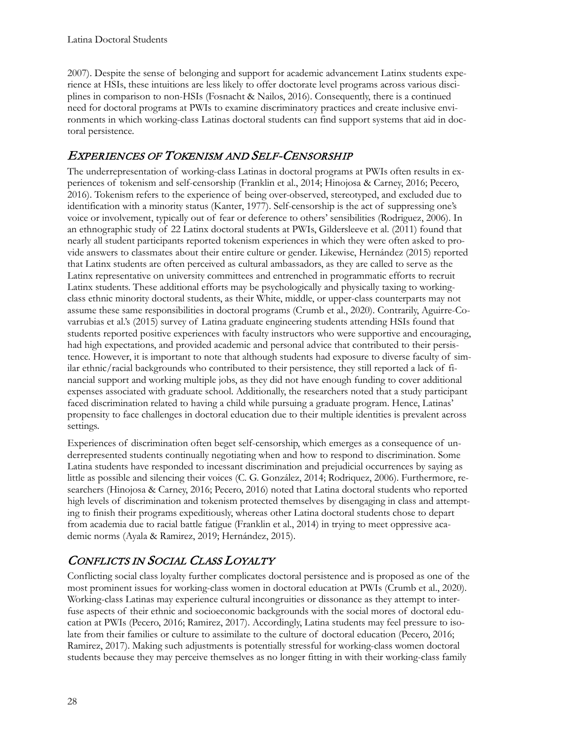2007). Despite the sense of belonging and support for academic advancement Latinx students experience at HSIs, these intuitions are less likely to offer doctorate level programs across various disciplines in comparison to non-HSIs (Fosnacht & Nailos, 2016). Consequently, there is a continued need for doctoral programs at PWIs to examine discriminatory practices and create inclusive environments in which working-class Latinas doctoral students can find support systems that aid in doctoral persistence.

## *Experiences of Tokenism and Self-Censorship*

The underrepresentation of working-class Latinas in doctoral programs at PWIs often results in experiences of tokenism and self-censorship (Franklin et al., 2014; Hinojosa & Carney, 2016; Pecero, 2016). Tokenism refers to the experience of being over-observed, stereotyped, and excluded due to identification with a minority status (Kanter, 1977). Self-censorship is the act of suppressing one's voice or involvement, typically out of fear or deference to others' sensibilities (Rodriguez, 2006). In an ethnographic study of 22 Latinx doctoral students at PWIs, Gildersleeve et al. (2011) found that nearly all student participants reported tokenism experiences in which they were often asked to provide answers to classmates about their entire culture or gender. Likewise, Hernández (2015) reported that Latinx students are often perceived as cultural ambassadors, as they are called to serve as the Latinx representative on university committees and entrenched in programmatic efforts to recruit Latinx students. These additional efforts may be psychologically and physically taxing to working-class ethnic minority doctoral students, as their White, middle, or upper-class counterparts may not assume these same responsibilities in doctoral programs (Crumb et al., 2020). Contrarily, Aguirre-Covarrubias et al.'s (2015) survey of Latina graduate engineering students attending HSIs found that students reported positive experiences with faculty instructors who were supportive and encouraging, had high expectations, and provided academic and personal advice that contributed to their persistence. However, it is important to note that although students had exposure to diverse faculty of similar ethnic/racial backgrounds who contributed to their persistence, they still reported a lack of financial support and working multiple jobs, as they did not have enough funding to cover additional expenses associated with graduate school. Additionally, the researchers noted that a study participant faced discrimination related to having a child while pursuing a graduate program. Hence, Latinas' propensity to face challenges in doctoral education due to their multiple identities is prevalent across settings.

Experiences of discrimination often beget self-censorship, which emerges as a consequence of underrepresented students continually negotiating when and how to respond to discrimination. Some Latina students have responded to incessant discrimination and prejudicial occurrences by saying as little as possible and silencing their voices (C. G. González, 2014; Rodriquez, 2006). Furthermore, researchers (Hinojosa & Carney, 2016; Pecero, 2016) noted that Latina doctoral students who reported high levels of discrimination and tokenism protected themselves by disengaging in class and attempting to finish their programs expeditiously, whereas other Latina doctoral students chose to depart from academia due to racial battle fatigue (Franklin et al., 2014) in trying to meet oppressive academic norms (Ayala & Ramirez, 2019; Hernández, 2015).

## *Conflicts in Social Class Loyalty*

Conflicting social class loyalty further complicates doctoral persistence and is proposed as one of the most prominent issues for working-class women in doctoral education at PWIs (Crumb et al., 2020). Working-class Latinas may experience cultural incongruities or dissonance as they attempt to interfuse aspects of their ethnic and socioeconomic backgrounds with the social mores of doctoral education at PWIs (Pecero, 2016; Ramirez, 2017). Accordingly, Latina students may feel pressure to isolate from their families or culture to assimilate to the culture of doctoral education (Pecero, 2016; Ramirez, 2017). Making such adjustments is potentially stressful for working-class women doctoral students because they may perceive themselves as no longer fitting in with their working-class family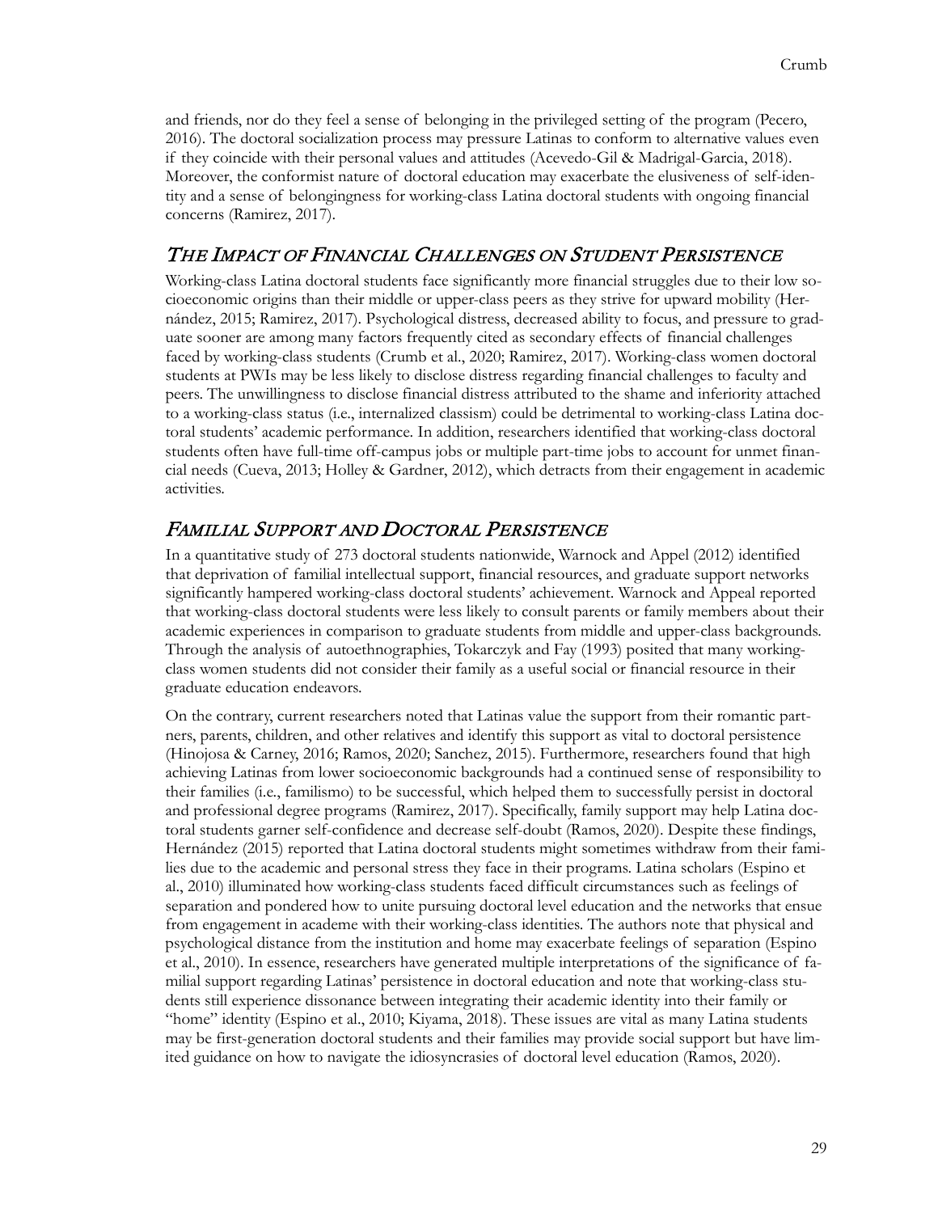and friends, nor do they feel a sense of belonging in the privileged setting of the program (Pecero, 2016). The doctoral socialization process may pressure Latinas to conform to alternative values even if they coincide with their personal values and attitudes (Acevedo-Gil & Madrigal-Garcia, 2018). Moreover, the conformist nature of doctoral education may exacerbate the elusiveness of self-identity and a sense of belongingness for working-class Latina doctoral students with ongoing financial concerns (Ramirez, 2017).

## *The Impact of Financial Challenges on Student Persistence*

Working-class Latina doctoral students face significantly more financial struggles due to their low socioeconomic origins than their middle or upper-class peers as they strive for upward mobility (Hernández, 2015; Ramirez, 2017). Psychological distress, decreased ability to focus, and pressure to graduate sooner are among many factors frequently cited as secondary effects of financial challenges faced by working-class students (Crumb et al., 2020; Ramirez, 2017). Working-class women doctoral students at PWIs may be less likely to disclose distress regarding financial challenges to faculty and peers. The unwillingness to disclose financial distress attributed to the shame and inferiority attached to a working-class status (i.e., internalized classism) could be detrimental to working-class Latina doctoral students' academic performance. In addition, researchers identified that working-class doctoral students often have full-time off-campus jobs or multiple part-time jobs to account for unmet financial needs (Cueva, 2013; Holley & Gardner, 2012), which detracts from their engagement in academic activities.

## *Familial Support and Doctoral Persistence*

In a quantitative study of 273 doctoral students nationwide, Warnock and Appel (2012) identified that deprivation of familial intellectual support, financial resources, and graduate support networks significantly hampered working-class doctoral students' achievement. Warnock and Appeal reported that working-class doctoral students were less likely to consult parents or family members about their academic experiences in comparison to graduate students from middle and upper-class backgrounds. Through the analysis of autoethnographies, Tokarczyk and Fay (1993) posited that many working-class women students did not consider their family as a useful social or financial resource in their graduate education endeavors.

On the contrary, current researchers noted that Latinas value the support from their romantic partners, parents, children, and other relatives and identify this support as vital to doctoral persistence (Hinojosa & Carney, 2016; Ramos, 2020; Sanchez, 2015). Furthermore, researchers found that high achieving Latinas from lower socioeconomic backgrounds had a continued sense of responsibility to their families (i.e., familismo) to be successful, which helped them to successfully persist in doctoral and professional degree programs (Ramirez, 2017). Specifically, family support may help Latina doctoral students garner self-confidence and decrease self-doubt (Ramos, 2020). Despite these findings, Hernández (2015) reported that Latina doctoral students might sometimes withdraw from their families due to the academic and personal stress they face in their programs. Latina scholars (Espino et al., 2010) illuminated how working-class students faced difficult circumstances such as feelings of separation and pondered how to unite pursuing doctoral level education and the networks that ensue from engagement in academe with their working-class identities. The authors note that physical and psychological distance from the institution and home may exacerbate feelings of separation (Espino et al., 2010). In essence, researchers have generated multiple interpretations of the significance of familial support regarding Latinas' persistence in doctoral education and note that working-class students still experience dissonance between integrating their academic identity into their family or "home" identity (Espino et al., 2010; Kiyama, 2018). These issues are vital as many Latina students may be first-generation doctoral students and their families may provide social support but have limited guidance on how to navigate the idiosyncrasies of doctoral level education (Ramos, 2020).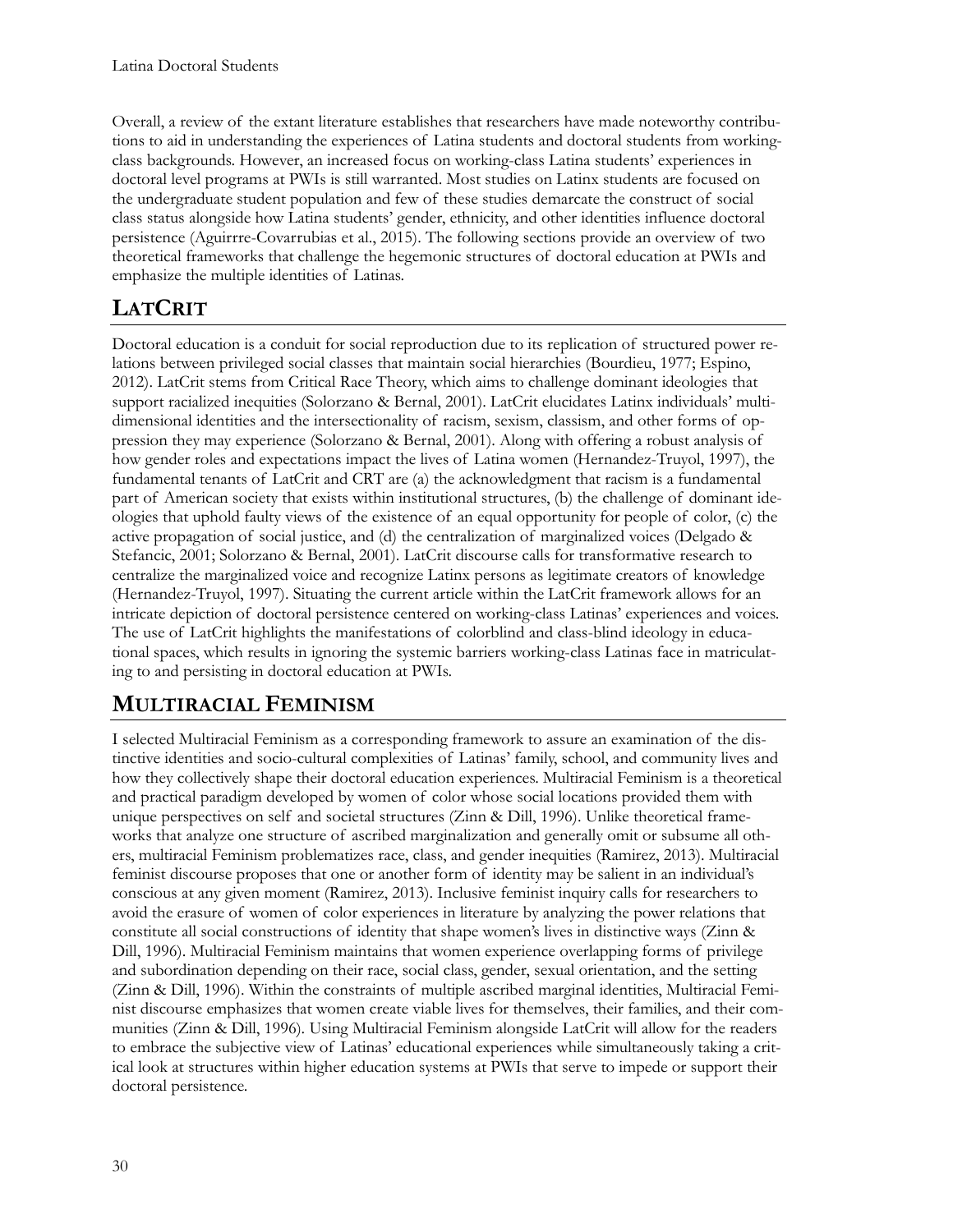Overall, a review of the extant literature establishes that researchers have made noteworthy contributions to aid in understanding the experiences of Latina students and doctoral students from working-class backgrounds. However, an increased focus on working-class Latina students' experiences in doctoral level programs at PWIs is still warranted. Most studies on Latinx students are focused on the undergraduate student population and few of these studies demarcate the construct of social class status alongside how Latina students' gender, ethnicity, and other identities influence doctoral persistence (Aguirrre-Covarrubias et al., 2015). The following sections provide an overview of two theoretical frameworks that challenge the hegemonic structures of doctoral education at PWIs and emphasize the multiple identities of Latinas.

## LatCrit

Doctoral education is a conduit for social reproduction due to its replication of structured power relations between privileged social classes that maintain social hierarchies (Bourdieu, 1977; Espino, 2012). LatCrit stems from Critical Race Theory, which aims to challenge dominant ideologies that support racialized inequities (Solorzano & Bernal, 2001). LatCrit elucidates Latinx individuals' multidimensional identities and the intersectionality of racism, sexism, classism, and other forms of oppression they may experience (Solorzano & Bernal, 2001). Along with offering a robust analysis of how gender roles and expectations impact the lives of Latina women (Hernandez-Truyol, 1997), the fundamental tenants of LatCrit and CRT are (a) the acknowledgment that racism is a fundamental part of American society that exists within institutional structures, (b) the challenge of dominant ideologies that uphold faulty views of the existence of an equal opportunity for people of color, (c) the active propagation of social justice, and (d) the centralization of marginalized voices (Delgado & Stefancic, 2001; Solorzano & Bernal, 2001). LatCrit discourse calls for transformative research to centralize the marginalized voice and recognize Latinx persons as legitimate creators of knowledge (Hernandez-Truyol, 1997). Situating the current article within the LatCrit framework allows for an intricate depiction of doctoral persistence centered on working-class Latinas' experiences and voices. The use of LatCrit highlights the manifestations of colorblind and class-blind ideology in educational spaces, which results in ignoring the systemic barriers working-class Latinas face in matriculating to and persisting in doctoral education at PWIs.

## Multiracial Feminism

I selected Multiracial Feminism as a corresponding framework to assure an examination of the distinctive identities and socio-cultural complexities of Latinas' family, school, and community lives and how they collectively shape their doctoral education experiences. Multiracial Feminism is a theoretical and practical paradigm developed by women of color whose social locations provided them with unique perspectives on self and societal structures (Zinn & Dill, 1996). Unlike theoretical frameworks that analyze one structure of ascribed marginalization and generally omit or subsume all others, multiracial Feminism problematizes race, class, and gender inequities (Ramirez, 2013). Multiracial feminist discourse proposes that one or another form of identity may be salient in an individual's conscious at any given moment (Ramirez, 2013). Inclusive feminist inquiry calls for researchers to avoid the erasure of women of color experiences in literature by analyzing the power relations that constitute all social constructions of identity that shape women's lives in distinctive ways (Zinn & Dill, 1996). Multiracial Feminism maintains that women experience overlapping forms of privilege and subordination depending on their race, social class, gender, sexual orientation, and the setting (Zinn & Dill, 1996). Within the constraints of multiple ascribed marginal identities, Multiracial Feminist discourse emphasizes that women create viable lives for themselves, their families, and their communities (Zinn & Dill, 1996). Using Multiracial Feminism alongside LatCrit will allow for the readers to embrace the subjective view of Latinas' educational experiences while simultaneously taking a critical look at structures within higher education systems at PWIs that serve to impede or support their doctoral persistence.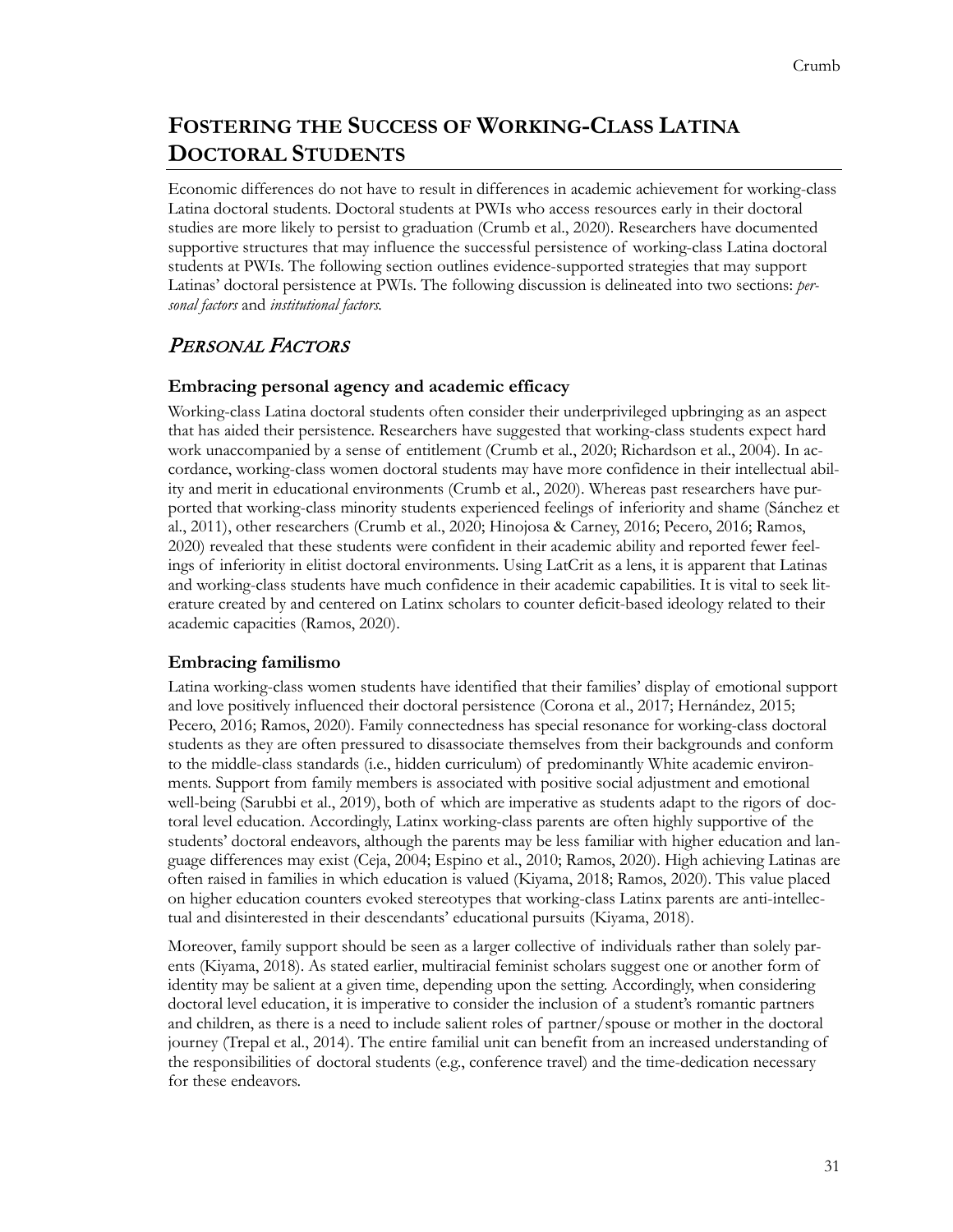## FOSTERING THE SUCCESS OF WORKING-CLASS LATINA DOCTORAL STUDENTS

Economic differences do not have to result in differences in academic achievement for working-class Latina doctoral students. Doctoral students at PWIs who access resources early in their doctoral studies are more likely to persist to graduation (Crumb et al., 2020). Researchers have documented supportive structures that may influence the successful persistence of working-class Latina doctoral students at PWIs. The following section outlines evidence-supported strategies that may support Latinas' doctoral persistence at PWIs. The following discussion is delineated into two sections: *personal factors* and *institutional factors.*

### *PERSONAL FACTORS*

#### Embracing personal agency and academic efficacy

Working-class Latina doctoral students often consider their underprivileged upbringing as an aspect that has aided their persistence. Researchers have suggested that working-class students expect hard work unaccompanied by a sense of entitlement (Crumb et al., 2020; Richardson et al., 2004). In accordance, working-class women doctoral students may have more confidence in their intellectual ability and merit in educational environments (Crumb et al., 2020). Whereas past researchers have purported that working-class minority students experienced feelings of inferiority and shame (Sánchez et al., 2011), other researchers (Crumb et al., 2020; Hinojosa & Carney, 2016; Pecero, 2016; Ramos, 2020) revealed that these students were confident in their academic ability and reported fewer feelings of inferiority in elitist doctoral environments. Using LatCrit as a lens, it is apparent that Latinas and working-class students have much confidence in their academic capabilities. It is vital to seek literature created by and centered on Latinx scholars to counter deficit-based ideology related to their academic capacities (Ramos, 2020).

#### Embracing familismo

Latina working-class women students have identified that their families' display of emotional support and love positively influenced their doctoral persistence (Corona et al., 2017; Hernández, 2015; Pecero, 2016; Ramos, 2020). Family connectedness has special resonance for working-class doctoral students as they are often pressured to disassociate themselves from their backgrounds and conform to the middle-class standards (i.e., hidden curriculum) of predominantly White academic environments. Support from family members is associated with positive social adjustment and emotional well-being (Sarubbi et al., 2019), both of which are imperative as students adapt to the rigors of doctoral level education. Accordingly, Latinx working-class parents are often highly supportive of the students' doctoral endeavors, although the parents may be less familiar with higher education and language differences may exist (Ceja, 2004; Espino et al., 2010; Ramos, 2020). High achieving Latinas are often raised in families in which education is valued (Kiyama, 2018; Ramos, 2020). This value placed on higher education counters evoked stereotypes that working-class Latinx parents are anti-intellectual and disinterested in their descendants' educational pursuits (Kiyama, 2018).

Moreover, family support should be seen as a larger collective of individuals rather than solely parents (Kiyama, 2018). As stated earlier, multiracial feminist scholars suggest one or another form of identity may be salient at a given time, depending upon the setting. Accordingly, when considering doctoral level education, it is imperative to consider the inclusion of a student's romantic partners and children, as there is a need to include salient roles of partner/spouse or mother in the doctoral journey (Trepal et al., 2014). The entire familial unit can benefit from an increased understanding of the responsibilities of doctoral students (e.g., conference travel) and the time-dedication necessary for these endeavors.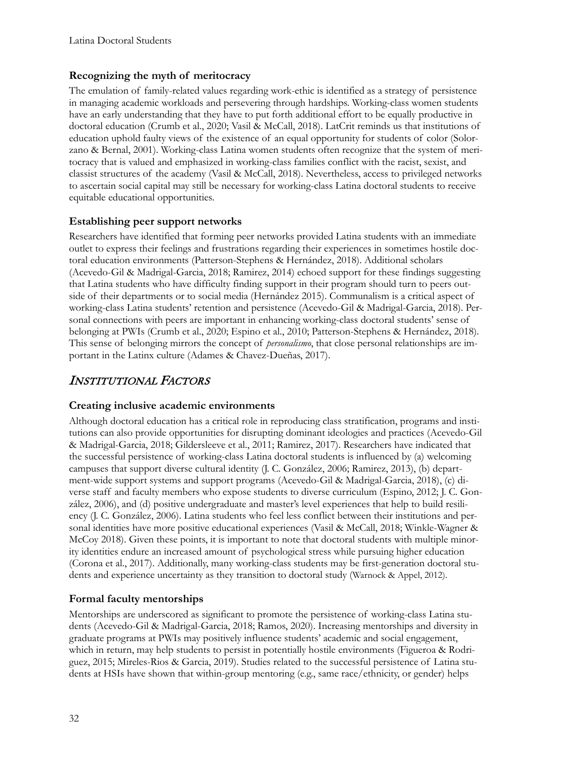### Recognizing the myth of meritocracy

The emulation of family-related values regarding work-ethic is identified as a strategy of persistence in managing academic workloads and persevering through hardships. Working-class women students have an early understanding that they have to put forth additional effort to be equally productive in doctoral education (Crumb et al., 2020; Vasil & McCall, 2018). LatCrit reminds us that institutions of education uphold faulty views of the existence of an equal opportunity for students of color (Solorzano & Bernal, 2001). Working-class Latina women students often recognize that the system of meritocracy that is valued and emphasized in working-class families conflict with the racist, sexist, and classist structures of the academy (Vasil & McCall, 2018). Nevertheless, access to privileged networks to ascertain social capital may still be necessary for working-class Latina doctoral students to receive equitable educational opportunities.

### Establishing peer support networks

Researchers have identified that forming peer networks provided Latina students with an immediate outlet to express their feelings and frustrations regarding their experiences in sometimes hostile doctoral education environments (Patterson-Stephens & Hernández, 2018). Additional scholars (Acevedo-Gil & Madrigal-Garcia, 2018; Ramirez, 2014) echoed support for these findings suggesting that Latina students who have difficulty finding support in their program should turn to peers outside of their departments or to social media (Hernández 2015). Communalism is a critical aspect of working-class Latina students' retention and persistence (Acevedo-Gil & Madrigal-Garcia, 2018). Personal connections with peers are important in enhancing working-class doctoral students' sense of belonging at PWIs (Crumb et al., 2020; Espino et al., 2010; Patterson-Stephens & Hernández, 2018). This sense of belonging mirrors the concept of *personalismo*, that close personal relationships are important in the Latinx culture (Adames & Chavez-Dueñas, 2017).

## *Institutional Factors*

### Creating inclusive academic environments

Although doctoral education has a critical role in reproducing class stratification, programs and institutions can also provide opportunities for disrupting dominant ideologies and practices (Acevedo-Gil & Madrigal-Garcia, 2018; Gildersleeve et al., 2011; Ramirez, 2017). Researchers have indicated that the successful persistence of working-class Latina doctoral students is influenced by (a) welcoming campuses that support diverse cultural identity (J. C. González, 2006; Ramirez, 2013), (b) department-wide support systems and support programs (Acevedo-Gil & Madrigal-Garcia, 2018), (c) diverse staff and faculty members who expose students to diverse curriculum (Espino, 2012; J. C. González, 2006), and (d) positive undergraduate and master's level experiences that help to build resiliency (J. C. González, 2006). Latina students who feel less conflict between their institutions and personal identities have more positive educational experiences (Vasil & McCall, 2018; Winkle-Wagner & McCoy 2018). Given these points, it is important to note that doctoral students with multiple minority identities endure an increased amount of psychological stress while pursuing higher education (Corona et al., 2017). Additionally, many working-class students may be first-generation doctoral students and experience uncertainty as they transition to doctoral study (Warnock & Appel, 2012).

### Formal faculty mentorships

Mentorships are underscored as significant to promote the persistence of working-class Latina students (Acevedo-Gil & Madrigal-Garcia, 2018; Ramos, 2020). Increasing mentorships and diversity in graduate programs at PWIs may positively influence students' academic and social engagement, which in return, may help students to persist in potentially hostile environments (Figueroa & Rodriguez, 2015; Mireles-Rios & Garcia, 2019). Studies related to the successful persistence of Latina students at HSIs have shown that within-group mentoring (e.g., same race/ethnicity, or gender) helps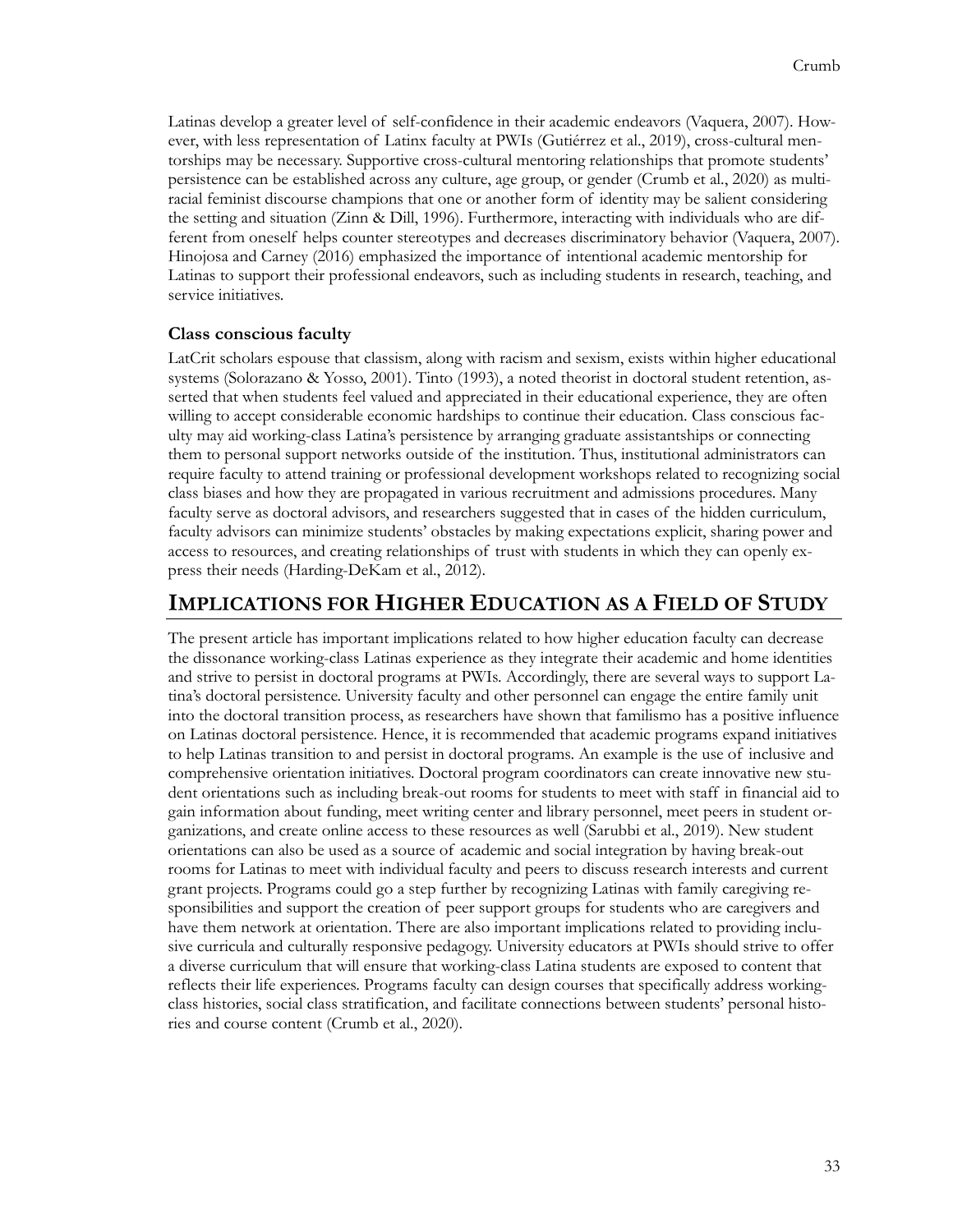Latinas develop a greater level of self-confidence in their academic endeavors (Vaquera, 2007). However, with less representation of Latinx faculty at PWIs (Gutiérrez et al., 2019), cross-cultural mentorships may be necessary. Supportive cross-cultural mentoring relationships that promote students' persistence can be established across any culture, age group, or gender (Crumb et al., 2020) as multiracial feminist discourse champions that one or another form of identity may be salient considering the setting and situation (Zinn & Dill, 1996). Furthermore, interacting with individuals who are different from oneself helps counter stereotypes and decreases discriminatory behavior (Vaquera, 2007). Hinojosa and Carney (2016) emphasized the importance of intentional academic mentorship for Latinas to support their professional endeavors, such as including students in research, teaching, and service initiatives.

### Class conscious faculty

LatCrit scholars espouse that classism, along with racism and sexism, exists within higher educational systems (Solorazano & Yosso, 2001). Tinto (1993), a noted theorist in doctoral student retention, asserted that when students feel valued and appreciated in their educational experience, they are often willing to accept considerable economic hardships to continue their education. Class conscious faculty may aid working-class Latina's persistence by arranging graduate assistantships or connecting them to personal support networks outside of the institution. Thus, institutional administrators can require faculty to attend training or professional development workshops related to recognizing social class biases and how they are propagated in various recruitment and admissions procedures. Many faculty serve as doctoral advisors, and researchers suggested that in cases of the hidden curriculum, faculty advisors can minimize students' obstacles by making expectations explicit, sharing power and access to resources, and creating relationships of trust with students in which they can openly express their needs (Harding-DeKam et al., 2012).

## IMPLICATIONS FOR HIGHER EDUCATION AS A FIELD OF STUDY

The present article has important implications related to how higher education faculty can decrease the dissonance working-class Latinas experience as they integrate their academic and home identities and strive to persist in doctoral programs at PWIs. Accordingly, there are several ways to support Latina's doctoral persistence. University faculty and other personnel can engage the entire family unit into the doctoral transition process, as researchers have shown that familismo has a positive influence on Latinas doctoral persistence. Hence, it is recommended that academic programs expand initiatives to help Latinas transition to and persist in doctoral programs. An example is the use of inclusive and comprehensive orientation initiatives. Doctoral program coordinators can create innovative new student orientations such as including break-out rooms for students to meet with staff in financial aid to gain information about funding, meet writing center and library personnel, meet peers in student organizations, and create online access to these resources as well (Sarubbi et al., 2019). New student orientations can also be used as a source of academic and social integration by having break-out rooms for Latinas to meet with individual faculty and peers to discuss research interests and current grant projects. Programs could go a step further by recognizing Latinas with family caregiving responsibilities and support the creation of peer support groups for students who are caregivers and have them network at orientation. There are also important implications related to providing inclusive curricula and culturally responsive pedagogy. University educators at PWIs should strive to offer a diverse curriculum that will ensure that working-class Latina students are exposed to content that reflects their life experiences. Programs faculty can design courses that specifically address working-class histories, social class stratification, and facilitate connections between students' personal histories and course content (Crumb et al., 2020).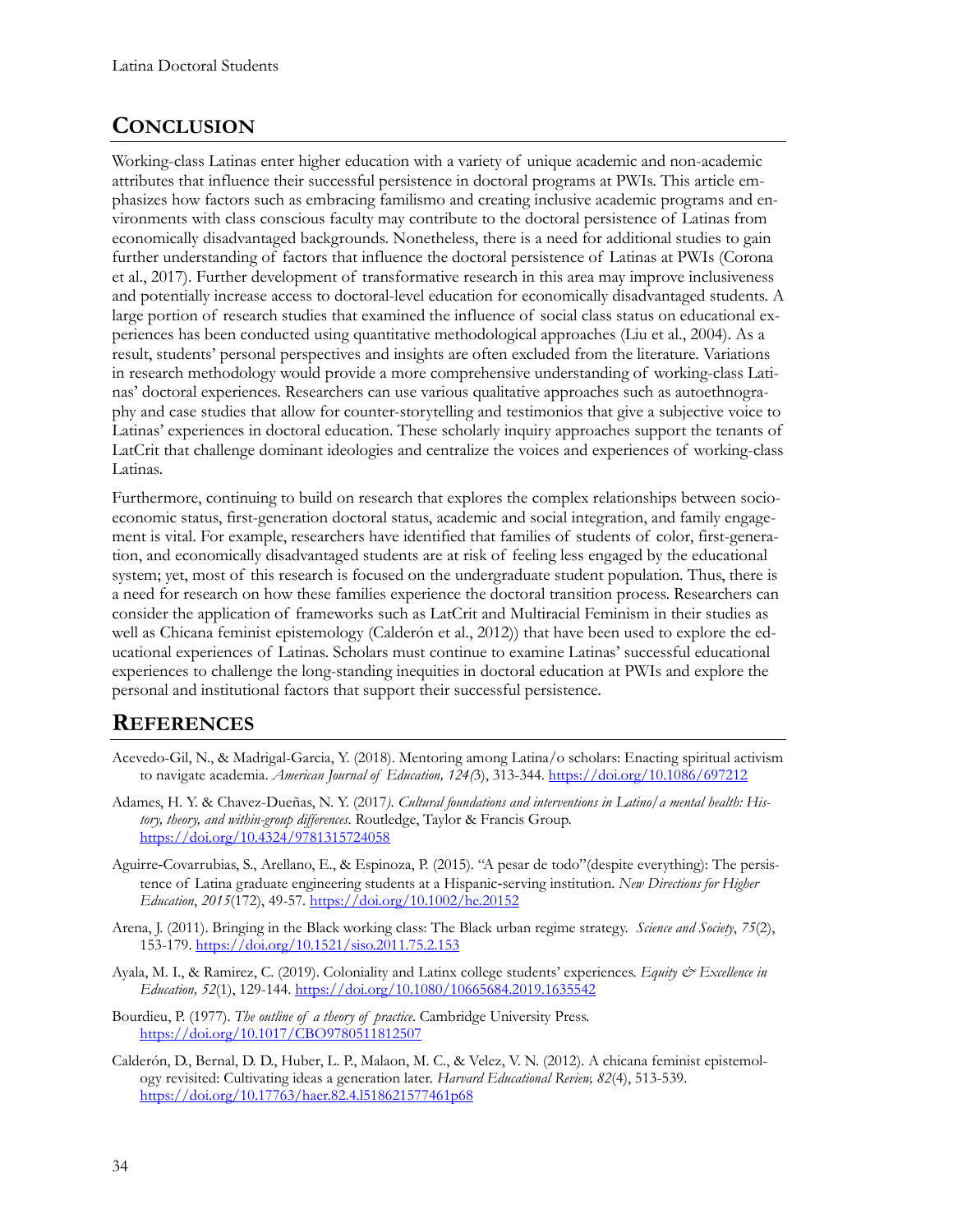## CONCLUSION

Working-class Latinas enter higher education with a variety of unique academic and non-academic attributes that influence their successful persistence in doctoral programs at PWIs. This article emphasizes how factors such as embracing familismo and creating inclusive academic programs and environments with class conscious faculty may contribute to the doctoral persistence of Latinas from economically disadvantaged backgrounds. Nonetheless, there is a need for additional studies to gain further understanding of factors that influence the doctoral persistence of Latinas at PWIs (Corona et al., 2017). Further development of transformative research in this area may improve inclusiveness and potentially increase access to doctoral-level education for economically disadvantaged students. A large portion of research studies that examined the influence of social class status on educational experiences has been conducted using quantitative methodological approaches (Liu et al., 2004). As a result, students' personal perspectives and insights are often excluded from the literature. Variations in research methodology would provide a more comprehensive understanding of working-class Latinas' doctoral experiences. Researchers can use various qualitative approaches such as autoethnography and case studies that allow for counter-storytelling and testimonios that give a subjective voice to Latinas' experiences in doctoral education. These scholarly inquiry approaches support the tenants of LatCrit that challenge dominant ideologies and centralize the voices and experiences of working-class Latinas.

Furthermore, continuing to build on research that explores the complex relationships between socioeconomic status, first-generation doctoral status, academic and social integration, and family engagement is vital. For example, researchers have identified that families of students of color, first-generation, and economically disadvantaged students are at risk of feeling less engaged by the educational system; yet, most of this research is focused on the undergraduate student population. Thus, there is a need for research on how these families experience the doctoral transition process. Researchers can consider the application of frameworks such as LatCrit and Multiracial Feminism in their studies as well as Chicana feminist epistemology (Calderón et al., 2012)) that have been used to explore the educational experiences of Latinas. Scholars must continue to examine Latinas' successful educational experiences to challenge the long-standing inequities in doctoral education at PWIs and explore the personal and institutional factors that support their successful persistence.

## REFERENCES

Acevedo-Gil, N., & Madrigal-Garcia, Y. (2018). Mentoring among Latina/o scholars: Enacting spiritual activism to navigate academia. *American Journal of Education, 124(*3), 313-344. https://doi.org/10.1086/697212

Adames, H. Y. & Chavez-Dueñas, N. Y. (2017*). Cultural foundations and interventions in Latino/a mental health: History, theory, and within-group differences*. Routledge, Taylor & Francis Group. https://doi.org/10.4324/9781315724058

Aguirre-Covarrubias, S., Arellano, E., & Espinoza, P. (2015). "A pesar de todo"(despite everything): The persistence of Latina graduate engineering students at a Hispanic-serving institution. *New Directions for Higher Education*, *2015*(172), 49-57. https://doi.org/10.1002/he.20152

Arena, J. (2011). Bringing in the Black working class: The Black urban regime strategy. *Science and Society*, *75*(2), 153-179. https://doi.org/10.1521/siso.2011.75.2.153

Ayala, M. I., & Ramirez, C. (2019). Coloniality and Latinx college students' experiences. *Equity & Excellence in Education, 52*(1), 129-144. https://doi.org/10.1080/10665684.2019.1635542

Bourdieu, P. (1977). *The outline of a theory of practice*. Cambridge University Press. https://doi.org/10.1017/CBO9780511812507

Calderón, D., Bernal, D. D., Huber, L. P., Malaon, M. C., & Velez, V. N. (2012). A chicana feminist epistemology revisited: Cultivating ideas a generation later. *Harvard Educational Review, 82*(4), 513-539. https://doi.org/10.17763/haer.82.4.l518621577461p68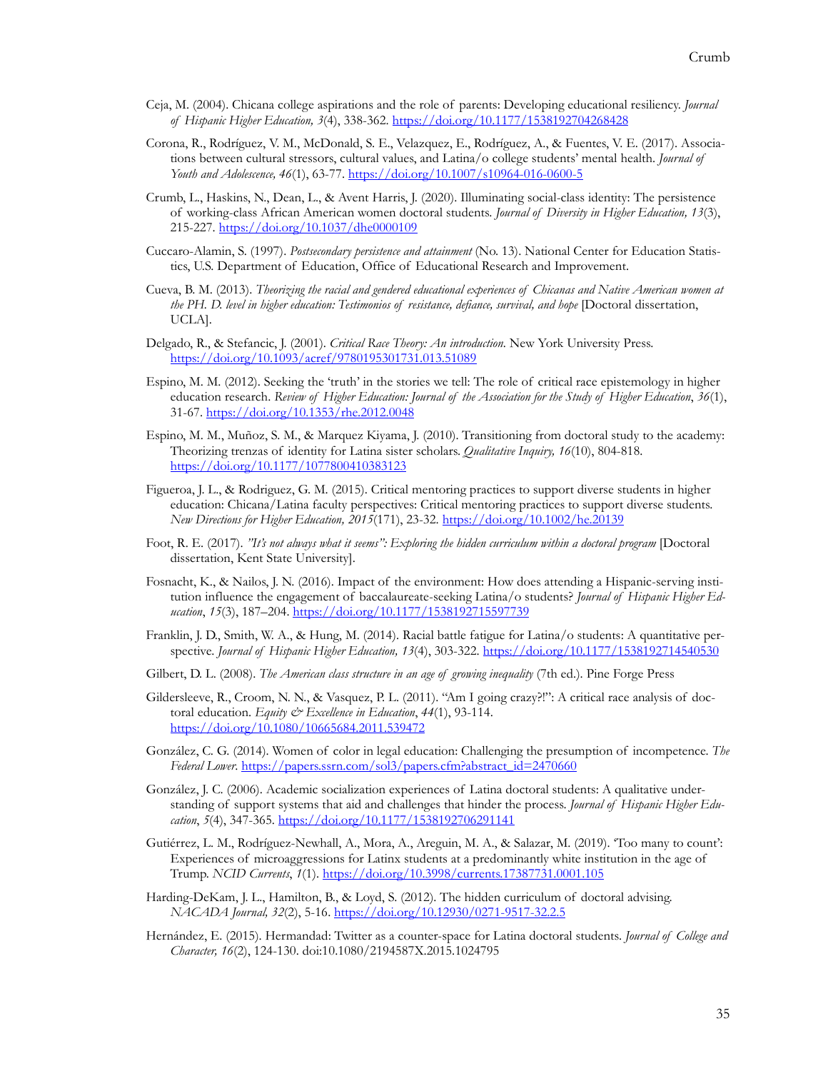Ceja, M. (2004). Chicana college aspirations and the role of parents: Developing educational resiliency. *Journal of Hispanic Higher Education, 3*(4), 338-362. https://doi.org/10.1177/1538192704268428

Corona, R., Rodríguez, V. M., McDonald, S. E., Velazquez, E., Rodríguez, A., & Fuentes, V. E. (2017). Associations between cultural stressors, cultural values, and Latina/o college students' mental health. *Journal of Youth and Adolescence, 46*(1), 63-77. https://doi.org/10.1007/s10964-016-0600-5

Crumb, L., Haskins, N., Dean, L., & Avent Harris, J. (2020). Illuminating social-class identity: The persistence of working-class African American women doctoral students. *Journal of Diversity in Higher Education, 13*(3), 215-227. https://doi.org/10.1037/dhe0000109

Cuccaro-Alamin, S. (1997). *Postsecondary persistence and attainment* (No. 13). National Center for Education Statistics, U.S. Department of Education, Office of Educational Research and Improvement.

Cueva, B. M. (2013). *Theorizing the racial and gendered educational experiences of Chicanas and Native American women at the PH. D. level in higher education: Testimonios of resistance, defiance, survival, and hope* [Doctoral dissertation, UCLA].

Delgado, R., & Stefancic, J. (2001). *Critical Race Theory: An introduction.* New York University Press. https://doi.org/10.1093/acref/9780195301731.013.51089

Espino, M. M. (2012). Seeking the 'truth' in the stories we tell: The role of critical race epistemology in higher education research. *Review of Higher Education: Journal of the Association for the Study of Higher Education*, *36*(1), 31-67. https://doi.org/10.1353/rhe.2012.0048

Espino, M. M., Muñoz, S. M., & Marquez Kiyama, J. (2010). Transitioning from doctoral study to the academy: Theorizing trenzas of identity for Latina sister scholars. *Qualitative Inquiry, 16*(10), 804-818. https://doi.org/10.1177/1077800410383123

Figueroa, J. L., & Rodriguez, G. M. (2015). Critical mentoring practices to support diverse students in higher education: Chicana/Latina faculty perspectives: Critical mentoring practices to support diverse students. *New Directions for Higher Education, 2015*(171), 23-32. https://doi.org/10.1002/he.20139

Foot, R. E. (2017). *"It's not always what it seems": Exploring the hidden curriculum within a doctoral program* [Doctoral dissertation, Kent State University].

Fosnacht, K., & Nailos, J. N. (2016). Impact of the environment: How does attending a Hispanic-serving institution influence the engagement of baccalaureate-seeking Latina/o students? *Journal of Hispanic Higher Education*, *15*(3), 187–204. https://doi.org/10.1177/1538192715597739

Franklin, J. D., Smith, W. A., & Hung, M. (2014). Racial battle fatigue for Latina/o students: A quantitative perspective. *Journal of Hispanic Higher Education, 13*(4), 303-322. https://doi.org/10.1177/1538192714540530

Gilbert, D. L. (2008). *The American class structure in an age of growing inequality* (7th ed.). Pine Forge Press

Gildersleeve, R., Croom, N. N., & Vasquez, P. L. (2011). "Am I going crazy?!": A critical race analysis of doctoral education. *Equity & Excellence in Education*, *44*(1), 93-114. https://doi.org/10.1080/10665684.2011.539472

González, C. G. (2014). Women of color in legal education: Challenging the presumption of incompetence. *The Federal Lower*. https://papers.ssrn.com/sol3/papers.cfm?abstract_id=2470660

González, J. C. (2006). Academic socialization experiences of Latina doctoral students: A qualitative understanding of support systems that aid and challenges that hinder the process. *Journal of Hispanic Higher Education*, *5*(4), 347-365. https://doi.org/10.1177/1538192706291141

Gutiérrez, L. M., Rodríguez-Newhall, A., Mora, A., Areguin, M. A., & Salazar, M. (2019). 'Too many to count': Experiences of microaggressions for Latinx students at a predominantly white institution in the age of Trump. *NCID Currents*, *1*(1). https://doi.org/10.3998/currents.17387731.0001.105

Harding-DeKam, J. L., Hamilton, B., & Loyd, S. (2012). The hidden curriculum of doctoral advising. *NACADA Journal, 32*(2), 5-16. https://doi.org/10.12930/0271-9517-32.2.5

Hernández, E. (2015). Hermandad: Twitter as a counter-space for Latina doctoral students. *Journal of College and Character, 16*(2), 124-130. doi:10.1080/2194587X.2015.1024795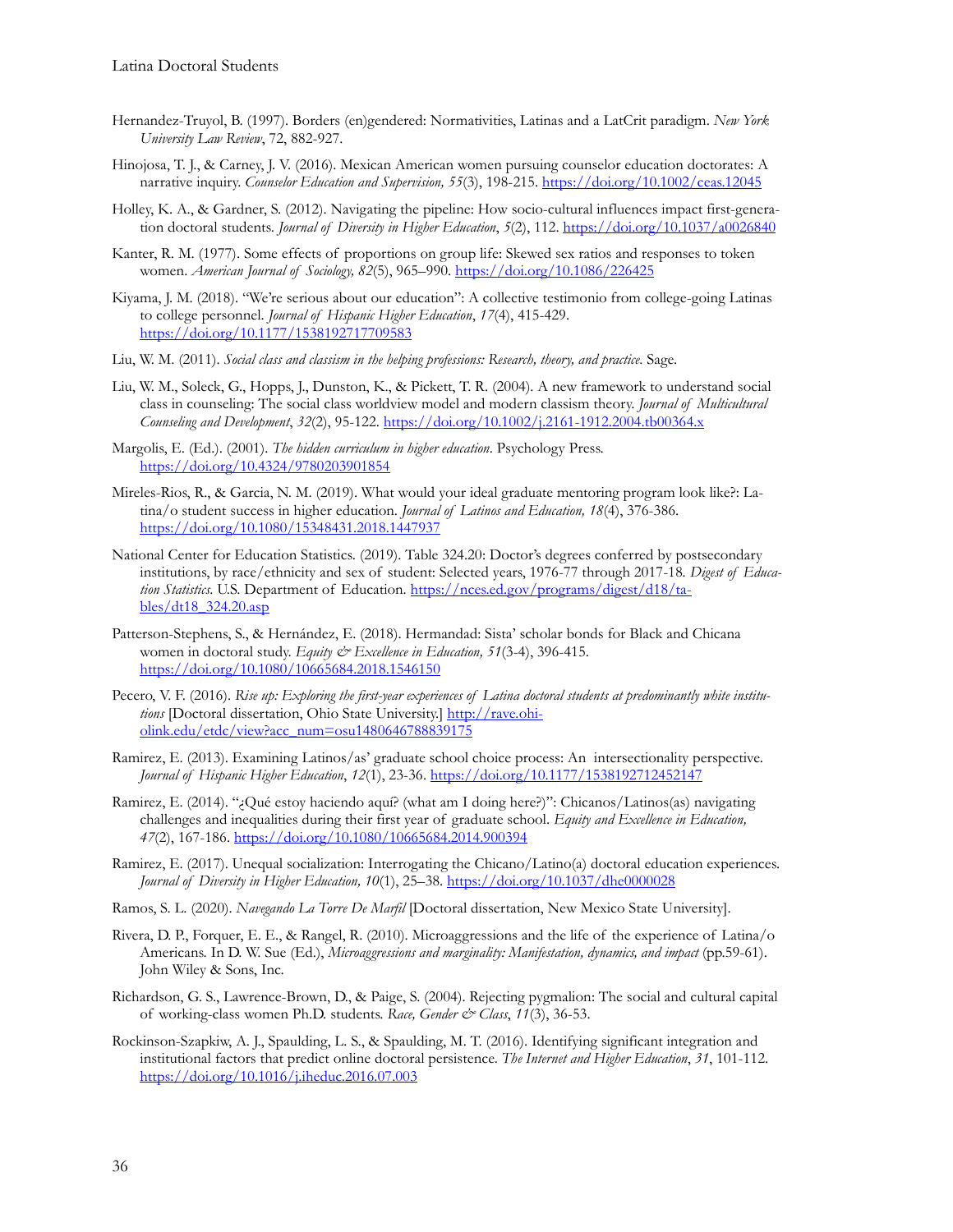Hernandez-Truyol, B. (1997). Borders (en)gendered: Normativities, Latinas and a LatCrit paradigm. *New York University Law Review*, 72, 882-927.

Hinojosa, T. J., & Carney, J. V. (2016). Mexican American women pursuing counselor education doctorates: A narrative inquiry. *Counselor Education and Supervision, 55*(3), 198-215. https://doi.org/10.1002/ceas.12045

Holley, K. A., & Gardner, S. (2012). Navigating the pipeline: How socio-cultural influences impact first-generation doctoral students. *Journal of Diversity in Higher Education*, *5*(2), 112. https://doi.org/10.1037/a0026840

Kanter, R. M. (1977). Some effects of proportions on group life: Skewed sex ratios and responses to token women. *American Journal of Sociology, 82*(5), 965–990. https://doi.org/10.1086/226425

Kiyama, J. M. (2018). "We're serious about our education": A collective testimonio from college-going Latinas to college personnel. *Journal of Hispanic Higher Education*, *17*(4), 415-429. https://doi.org/10.1177/1538192717709583

Liu, W. M. (2011). *Social class and classism in the helping professions: Research, theory, and practice*. Sage.

Liu, W. M., Soleck, G., Hopps, J., Dunston, K., & Pickett, T. R. (2004). A new framework to understand social class in counseling: The social class worldview model and modern classism theory. *Journal of Multicultural Counseling and Development*, *32*(2), 95-122. https://doi.org/10.1002/j.2161-1912.2004.tb00364.x

Margolis, E. (Ed.). (2001). *The hidden curriculum in higher education*. Psychology Press. https://doi.org/10.4324/9780203901854

Mireles-Rios, R., & Garcia, N. M. (2019). What would your ideal graduate mentoring program look like?: Latina/o student success in higher education. *Journal of Latinos and Education, 18*(4), 376-386. https://doi.org/10.1080/15348431.2018.1447937

National Center for Education Statistics. (2019). Table 324.20: Doctor's degrees conferred by postsecondary institutions, by race/ethnicity and sex of student: Selected years, 1976-77 through 2017-18. *Digest of Education Statistics.* U.S. Department of Education. https://nces.ed.gov/programs/digest/d18/tables/dt18_324.20.asp

Patterson-Stephens, S., & Hernández, E. (2018). Hermandad: Sista' scholar bonds for Black and Chicana women in doctoral study. *Equity & Excellence in Education, 51*(3-4), 396-415. https://doi.org/10.1080/10665684.2018.1546150

Pecero, V. F. (2016). *Rise up: Exploring the first-year experiences of Latina doctoral students at predominantly white institutions* [Doctoral dissertation, Ohio State University.] http://rave.ohiolink.edu/etdc/view?acc_num=osu1480646788839175

Ramirez, E. (2013). Examining Latinos/as' graduate school choice process: An intersectionality perspective. *Journal of Hispanic Higher Education*, *12*(1), 23-36. https://doi.org/10.1177/1538192712452147

Ramirez, E. (2014). "¿Qué estoy haciendo aquí? (what am I doing here?)": Chicanos/Latinos(as) navigating challenges and inequalities during their first year of graduate school. *Equity and Excellence in Education, 47*(2), 167-186. https://doi.org/10.1080/10665684.2014.900394

Ramirez, E. (2017). Unequal socialization: Interrogating the Chicano/Latino(a) doctoral education experiences. *Journal of Diversity in Higher Education, 10*(1), 25–38. https://doi.org/10.1037/dhe0000028

Ramos, S. L. (2020). *Navegando La Torre De Marfil* [Doctoral dissertation, New Mexico State University].

Rivera, D. P., Forquer, E. E., & Rangel, R. (2010). Microaggressions and the life of the experience of Latina/o Americans. In D. W. Sue (Ed.), *Microaggressions and marginality: Manifestation, dynamics, and impact* (pp.59-61). John Wiley & Sons, Inc.

Richardson, G. S., Lawrence-Brown, D., & Paige, S. (2004). Rejecting pygmalion: The social and cultural capital of working-class women Ph.D. students. *Race, Gender & Class*, *11*(3), 36-53.

Rockinson-Szapkiw, A. J., Spaulding, L. S., & Spaulding, M. T. (2016). Identifying significant integration and institutional factors that predict online doctoral persistence. *The Internet and Higher Education*, *31*, 101-112. https://doi.org/10.1016/j.iheduc.2016.07.003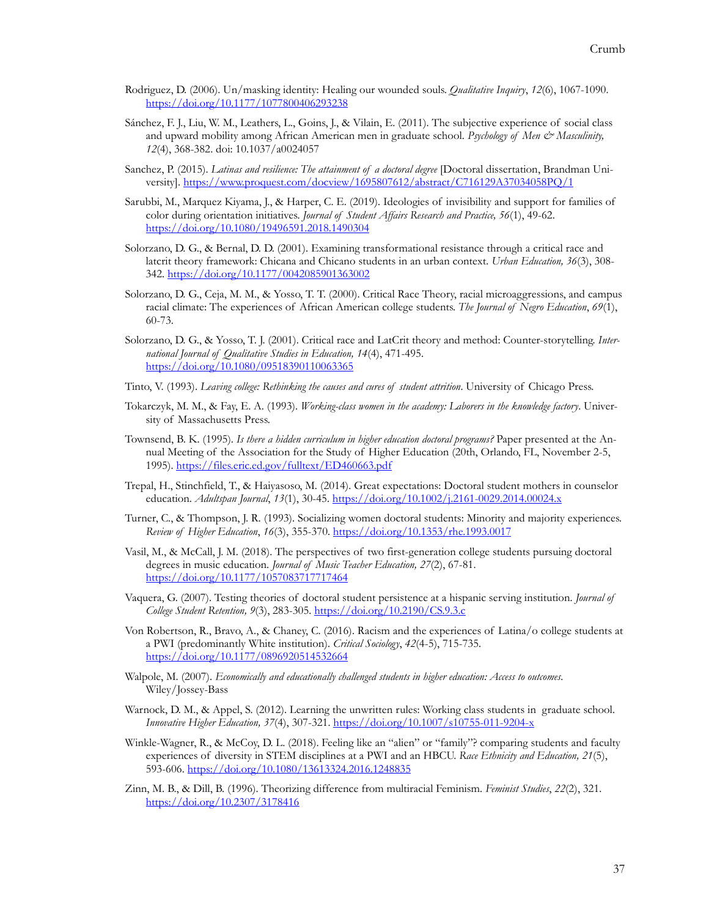Rodriguez, D. (2006). Un/masking identity: Healing our wounded souls. *Qualitative Inquiry*, *12*(6), 1067-1090. https://doi.org/10.1177/1077800406293238

Sánchez, F. J., Liu, W. M., Leathers, L., Goins, J., & Vilain, E. (2011). The subjective experience of social class and upward mobility among African American men in graduate school. *Psychology of Men & Masculinity, 12*(4), 368-382. doi: 10.1037/a0024057

Sanchez, P. (2015). *Latinas and resilience: The attainment of a doctoral degree* [Doctoral dissertation, Brandman University]. https://www.proquest.com/docview/1695807612/abstract/C716129A37034058PQ/1

Sarubbi, M., Marquez Kiyama, J., & Harper, C. E. (2019). Ideologies of invisibility and support for families of color during orientation initiatives. *Journal of Student Affairs Research and Practice, 56*(1), 49-62. https://doi.org/10.1080/19496591.2018.1490304

Solorzano, D. G., & Bernal, D. D. (2001). Examining transformational resistance through a critical race and latcrit theory framework: Chicana and Chicano students in an urban context. *Urban Education, 36*(3), 308-342. https://doi.org/10.1177/0042085901363002

Solorzano, D. G., Ceja, M. M., & Yosso, T. T. (2000). Critical Race Theory, racial microaggressions, and campus racial climate: The experiences of African American college students. *The Journal of Negro Education*, *69*(1), 60-73.

Solorzano, D. G., & Yosso, T. J. (2001). Critical race and LatCrit theory and method: Counter-storytelling. *International Journal of Qualitative Studies in Education, 14*(4), 471-495. https://doi.org/10.1080/09518390110063365

Tinto, V. (1993). *Leaving college: Rethinking the causes and cures of student attrition*. University of Chicago Press.

Tokarczyk, M. M., & Fay, E. A. (1993). *Working-class women in the academy: Laborers in the knowledge factory*. University of Massachusetts Press.

Townsend, B. K. (1995). *Is there a hidden curriculum in higher education doctoral programs?* Paper presented at the Annual Meeting of the Association for the Study of Higher Education (20th, Orlando, FL, November 2-5, 1995). https://files.eric.ed.gov/fulltext/ED460663.pdf

Trepal, H., Stinchfield, T., & Haiyasoso, M. (2014). Great expectations: Doctoral student mothers in counselor education. *Adultspan Journal*, *13*(1), 30-45. https://doi.org/10.1002/j.2161-0029.2014.00024.x

Turner, C., & Thompson, J. R. (1993). Socializing women doctoral students: Minority and majority experiences. *Review of Higher Education*, *16*(3), 355-370. https://doi.org/10.1353/rhe.1993.0017

Vasil, M., & McCall, J. M. (2018). The perspectives of two first-generation college students pursuing doctoral degrees in music education. *Journal of Music Teacher Education, 27*(2), 67-81. https://doi.org/10.1177/1057083717717464

Vaquera, G. (2007). Testing theories of doctoral student persistence at a hispanic serving institution. *Journal of College Student Retention, 9*(3), 283-305. https://doi.org/10.2190/CS.9.3.c

Von Robertson, R., Bravo, A., & Chaney, C. (2016). Racism and the experiences of Latina/o college students at a PWI (predominantly White institution). *Critical Sociology*, *42*(4-5), 715-735. https://doi.org/10.1177/0896920514532664

Walpole, M. (2007). *Economically and educationally challenged students in higher education: Access to outcomes*. Wiley/Jossey-Bass

Warnock, D. M., & Appel, S. (2012). Learning the unwritten rules: Working class students in graduate school. *Innovative Higher Education, 37*(4), 307-321. https://doi.org/10.1007/s10755-011-9204-x

Winkle-Wagner, R., & McCoy, D. L. (2018). Feeling like an "alien" or "family"? comparing students and faculty experiences of diversity in STEM disciplines at a PWI and an HBCU. *Race Ethnicity and Education, 21*(5), 593-606. https://doi.org/10.1080/13613324.2016.1248835

Zinn, M. B., & Dill, B. (1996). Theorizing difference from multiracial Feminism. *Feminist Studies*, *22*(2), 321. https://doi.org/10.2307/3178416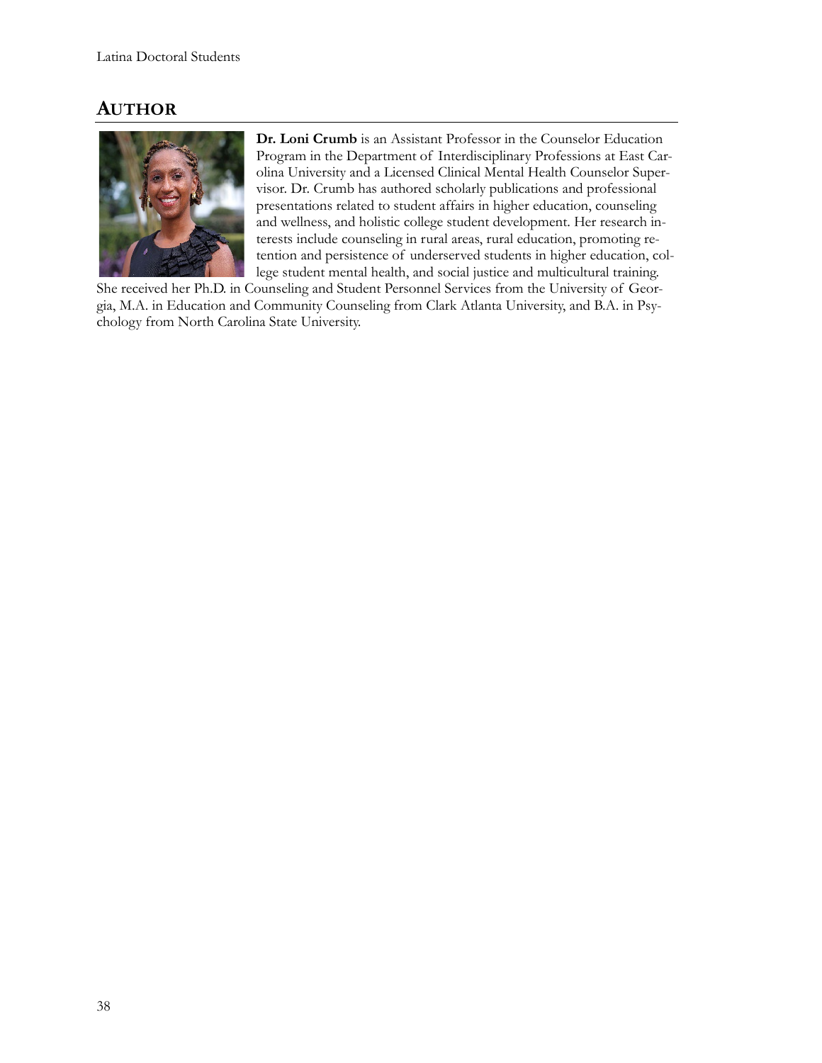## AUTHOR

**Dr. Loni Crumb** is an Assistant Professor in the Counselor Education Program in the Department of Interdisciplinary Professions at East Carolina University and a Licensed Clinical Mental Health Counselor Supervisor. Dr. Crumb has authored scholarly publications and professional presentations related to student affairs in higher education, counseling and wellness, and holistic college student development. Her research interests include counseling in rural areas, rural education, promoting retention and persistence of underserved students in higher education, college student mental health, and social justice and multicultural training. She received her Ph.D. in Counseling and Student Personnel Services from the University of Georgia, M.A. in Education and Community Counseling from Clark Atlanta University, and B.A. in Psychology from North Carolina State University.